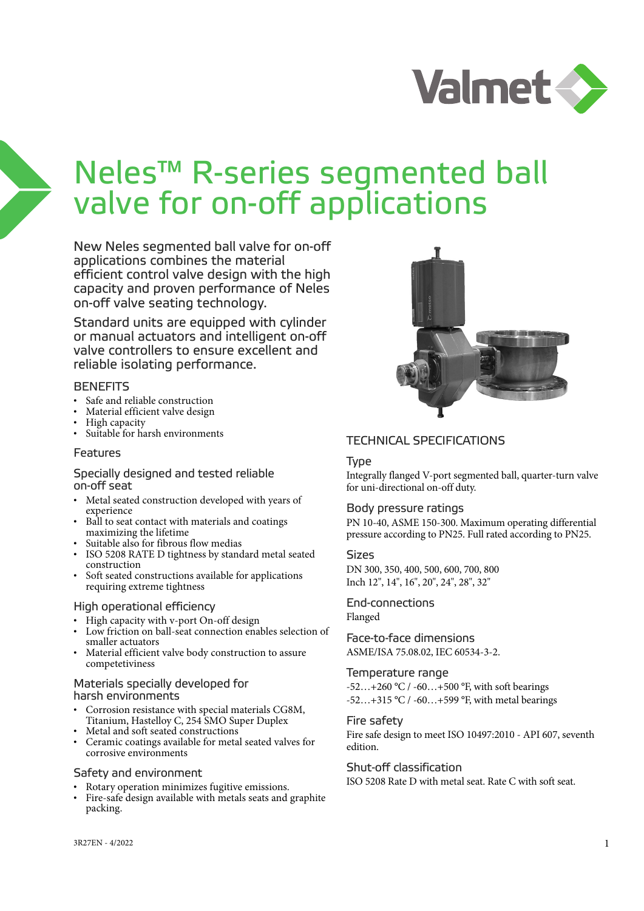# Neles™ R-series segmented ball valve for on-off applications

New Neles segmented ball valve for on-off applications combines the material efficient control valve design with the high capacity and proven performance of Neles on-off valve seating technology.

Standard units are equipped with cylinder or manual actuators and intelligent on-off valve controllers to ensure excellent and reliable isolating performance.

## BENEFITS

- Safe and reliable construction
- Material efficient valve design
- High capacity
- Suitable for harsh environments

## Features

### Specially designed and tested reliable on-off seat

- Metal seated construction developed with years of experience
- Ball to seat contact with materials and coatings maximizing the lifetime
- Suitable also for fibrous flow medias
- ISO 5208 RATE D tightness by standard metal seated construction
- Soft seated constructions available for applications requiring extreme tightness

### High operational efficiency

- High capacity with v-port On-off design
- Low friction on ball-seat connection enables selection of smaller actuators
- Material efficient valve body construction to assure competetiviness

### Materials specially developed for harsh environments

- Corrosion resistance with special materials CG8M, Titanium, Hastelloy C, 254 SMO Super Duplex
- Metal and soft seated constructions
- Ceramic coatings available for metal seated valves for corrosive environments

### Safety and environment

- Rotary operation minimizes fugitive emissions.
- Fire-safe design available with metals seats and graphite packing.

## TECHNICAL SPECIFICATIONS

### Type

Integrally flanged V-port segmented ball, quarter-turn valve for uni-directional on-off duty.

### Body pressure ratings

PN 10-40, ASME 150-300. Maximum operating differential pressure according to PN25. Full rated according to PN25.

### Sizes

DN 300, 350, 400, 500, 600, 700, 800
Inch 12", 14", 16", 20", 24", 28", 32"

### End-connections

Flanged

### Face-to-face dimensions

ASME/ISA 75.08.02, IEC 60534-3-2.

### Temperature range

-52…+260 °C / -60…+500 °F, with soft bearings
-52…+315 °C / -60…+599 °F, with metal bearings

### Fire safety

Fire safe design to meet ISO 10497:2010 - API 607, seventh edition.

### Shut-off classification

ISO 5208 Rate D with metal seat. Rate C with soft seat.

3R27EN - 4/2022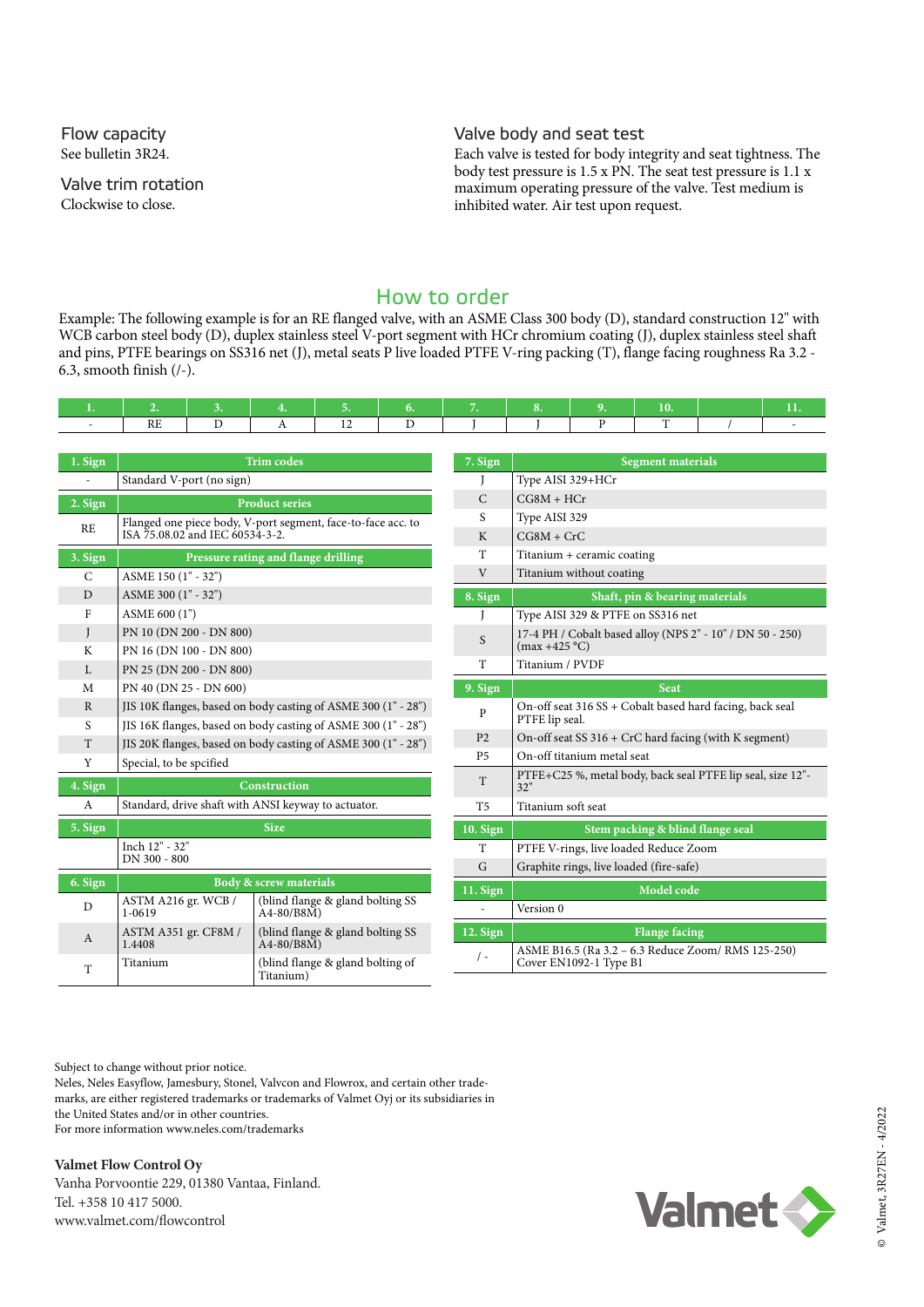## Flow capacity

See bulletin 3R24.

## Valve trim rotation

Clockwise to close.

## Valve body and seat test

Each valve is tested for body integrity and seat tightness. The body test pressure is 1.5 x PN. The seat test pressure is 1.1 x maximum operating pressure of the valve. Test medium is inhibited water. Air test upon request.

# How to order

Example: The following example is for an RE flanged valve, with an ASME Class 300 body (D), standard construction 12" with WCB carbon steel body (D), duplex stainless steel V-port segment with HCr chromium coating (J), duplex stainless steel shaft and pins, PTFE bearings on SS316 net (J), metal seats P live loaded PTFE V-ring packing (T), flange facing roughness Ra 3.2 - 6.3, smooth finish (/-).

| 1. | 2. | 3. | 4. | 5. | 6. | 7. | 8. | 9. | 10. | | 11. |
|---|---|---|---|---|---|---|---|---|---|---|---|
| - | RE | D | A | 12 | D | J | J | P | T | / | - |

| 1. Sign | Trim codes |
|---|---|
| - | Standard V-port (no sign) |

| 2. Sign | Product series |
|---|---|
| RE | Flanged one piece body, V-port segment, face-to-face acc. to ISA 75.08.02 and IEC 60534-3-2. |

| 3. Sign | Pressure rating and flange drilling |
|---|---|
| C | ASME 150 (1" - 32") |
| D | ASME 300 (1" - 32") |
| F | ASME 600 (1") |
| J | PN 10 (DN 200 - DN 800) |
| K | PN 16 (DN 100 - DN 800) |
| L | PN 25 (DN 200 - DN 800) |
| M | PN 40 (DN 25 - DN 600) |
| R | JIS 10K flanges, based on body casting of ASME 300 (1" - 28") |
| S | JIS 16K flanges, based on body casting of ASME 300 (1" - 28") |
| T | JIS 20K flanges, based on body casting of ASME 300 (1" - 28") |
| Y | Special, to be spcified |

| 4. Sign | Construction |
|---|---|
| A | Standard, drive shaft with ANSI keyway to actuator. |

| 5. Sign | Size |
|---|---|
| | Inch 12" - 32"<br>DN 300 - 800 |

| 6. Sign | Body & screw materials | |
|---|---|---|
| D | ASTM A216 gr. WCB / 1-0619 | (blind flange & gland bolting SS A4-80/B8M) |
| A | ASTM A351 gr. CF8M / 1.4408 | (blind flange & gland bolting SS A4-80/B8M) |
| T | Titanium | (blind flange & gland bolting of Titanium) |

| 7. Sign | Segment materials |
|---|---|
| J | Type AISI 329+HCr |
| C | CG8M + HCr |
| S | Type AISI 329 |
| K | CG8M + CrC |
| T | Titanium + ceramic coating |
| V | Titanium without coating |

| 8. Sign | Shaft, pin & bearing materials |
|---|---|
| J | Type AISI 329 & PTFE on SS316 net |
| S | 17-4 PH / Cobalt based alloy (NPS 2" - 10" / DN 50 - 250) (max +425 °C) |
| T | Titanium / PVDF |

| 9. Sign | Seat |
|---|---|
| P | On-off seat 316 SS + Cobalt based hard facing, back seal PTFE lip seal. |
| P2 | On-off seat SS 316 + CrC hard facing (with K segment) |
| P5 | On-off titanium metal seat |
| T | PTFE+C25 %, metal body, back seal PTFE lip seal, size 12"-32" |
| T5 | Titanium soft seat |

| 10. Sign | Stem packing & blind flange seal |
|---|---|
| T | PTFE V-rings, live loaded Reduce Zoom |
| G | Graphite rings, live loaded (fire-safe) |

| 11. Sign | Model code |
|---|---|
| - | Version 0 |

| 12. Sign | Flange facing |
|---|---|
| / - | ASME B16.5 (Ra 3.2 – 6.3 Reduce Zoom/ RMS 125-250)<br>Cover EN1092-1 Type B1 |

Subject to change without prior notice.
Neles, Neles Easyflow, Jamesbury, Stonel, Valvcon and Flowrox, and certain other trademarks, are either registered trademarks or trademarks of Valmet Oyj or its subsidiaries in the United States and/or in other countries.
For more information www.neles.com/trademarks

**Valmet Flow Control Oy**
Vanha Porvoontie 229, 01380 Vantaa, Finland.
Tel. +358 10 417 5000.
www.valmet.com/flowcontrol

© Valmet, 3R27EN - 4/2022